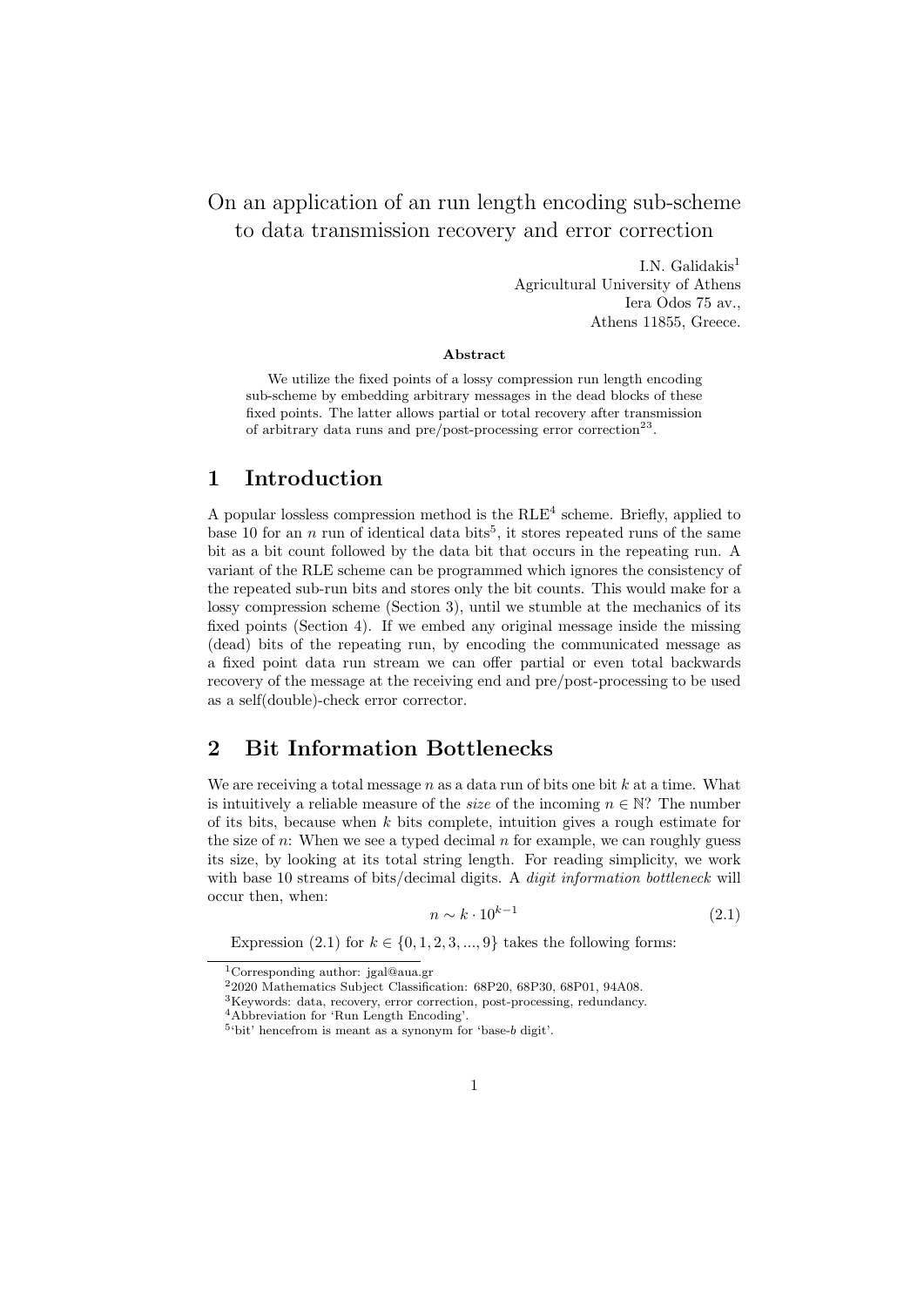# On an application of an run length encoding sub-scheme to data transmission recovery and error correction

I.N. Galidakis[1]
Agricultural University of Athens
Iera Odos 75 av.,
Athens 11855, Greece.

**Abstract**

We utilize the fixed points of a lossy compression run length encoding sub-scheme by embedding arbitrary messages in the dead blocks of these fixed points. The latter allows partial or total recovery after transmission of arbitrary data runs and pre/post-processing error correction[2][3].

## 1 Introduction

A popular lossless compression method is the RLE[4] scheme. Briefly, applied to base 10 for an $n$ run of identical data bits[5], it stores repeated runs of the same bit as a bit count followed by the data bit that occurs in the repeating run. A variant of the RLE scheme can be programmed which ignores the consistency of the repeated sub-run bits and stores only the bit counts. This would make for a lossy compression scheme (Section 3), until we stumble at the mechanics of its fixed points (Section 4). If we embed any original message inside the missing (dead) bits of the repeating run, by encoding the communicated message as a fixed point data run stream we can offer partial or even total backwards recovery of the message at the receiving end and pre/post-processing to be used as a self(double)-check error corrector.

## 2 Bit Information Bottlenecks

We are receiving a total message $n$ as a data run of bits one bit $k$ at a time. What is intuitively a reliable measure of the *size* of the incoming $n \in \mathbb{N}$? The number of its bits, because when $k$ bits complete, intuition gives a rough estimate for the size of $n$: When we see a typed decimal $n$ for example, we can roughly guess its size, by looking at its total string length. For reading simplicity, we work with base 10 streams of bits/decimal digits. A *digit information bottleneck* will occur then, when:

$$n \sim k \cdot 10^{k-1} \tag{2.1}$$

Expression (2.1) for $k \in \{0, 1, 2, 3, ..., 9\}$ takes the following forms:

[1] Corresponding author: jgal@aua.gr

[2] 2020 Mathematics Subject Classification: 68P20, 68P30, 68P01, 94A08.

[3] Keywords: data, recovery, error correction, post-processing, redundancy.

[4] Abbreviation for 'Run Length Encoding'.

[5] 'bit' hencefrom is meant as a synonym for 'base-$b$ digit'.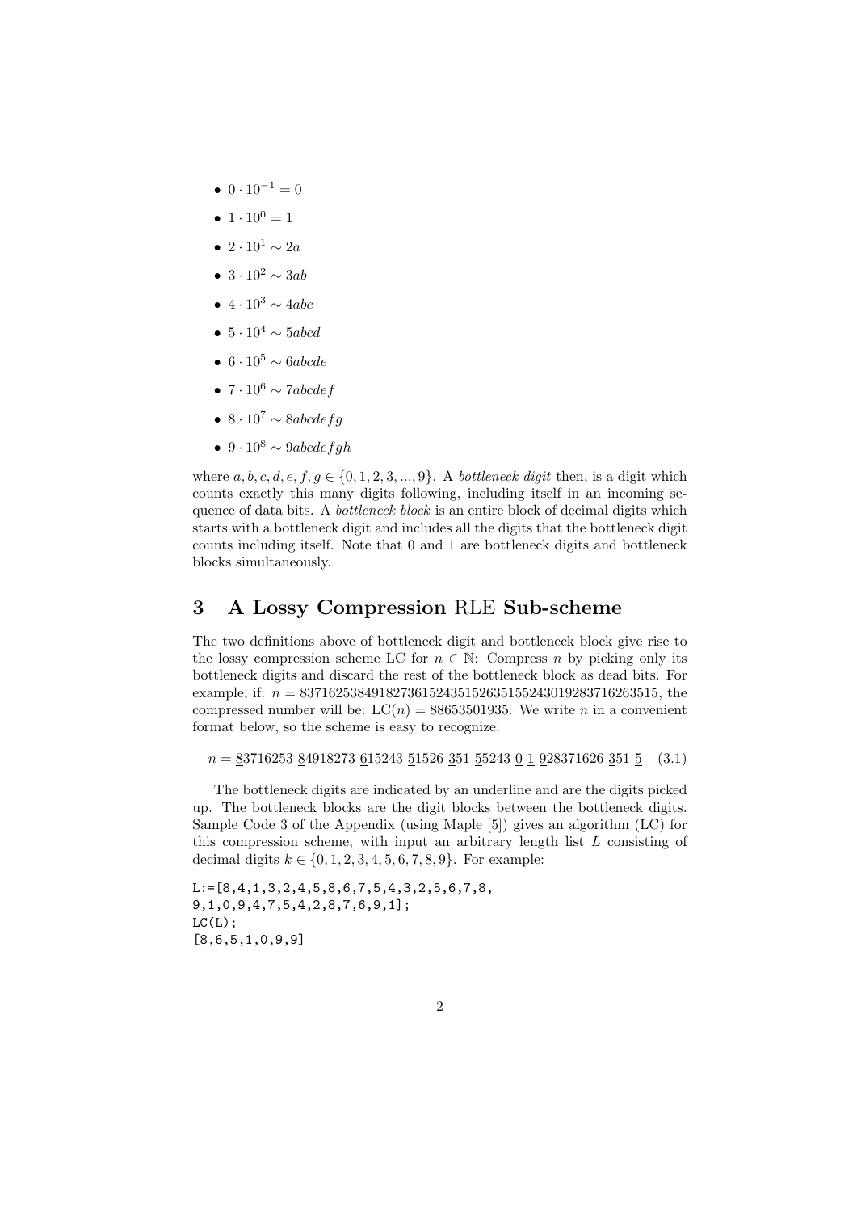- $0 \cdot 10^{-1} = 0$
- $1 \cdot 10^{0} = 1$
- $2 \cdot 10^{1} \sim 2a$
- $3 \cdot 10^{2} \sim 3ab$
- $4 \cdot 10^{3} \sim 4abc$
- $5 \cdot 10^{4} \sim 5abcd$
- $6 \cdot 10^{5} \sim 6abcde$
- $7 \cdot 10^{6} \sim 7abcdef$
- $8 \cdot 10^{7} \sim 8abcdefg$
- $9 \cdot 10^{8} \sim 9abcdefgh$

where $a, b, c, d, e, f, g \in \{0, 1, 2, 3, ..., 9\}$. A *bottleneck digit* then, is a digit which counts exactly this many digits following, including itself in an incoming sequence of data bits. A *bottleneck block* is an entire block of decimal digits which starts with a bottleneck digit and includes all the digits that the bottleneck digit counts including itself. Note that 0 and 1 are bottleneck digits and bottleneck blocks simultaneously.

## 3 A Lossy Compression RLE Sub-scheme

The two definitions above of bottleneck digit and bottleneck block give rise to the lossy compression scheme LC for $n \in \mathbb{N}$: Compress $n$ by picking only its bottleneck digits and discard the rest of the bottleneck block as dead bits. For example, if: $n = 8371625384918273615243515263515524301928371626351 5$, the compressed number will be: $\mathrm{LC}(n) = 88653501935$. We write $n$ in a convenient format below, so the scheme is easy to recognize:

$$n = \underline{8}3716253\ \underline{8}4918273\ \underline{6}15243\ \underline{5}1526\ \underline{3}51\ \underline{5}5243\ \underline{0}\ \underline{1}\ \underline{9}28371626\ \underline{3}51\ \underline{5} \quad (3.1)$$

The bottleneck digits are indicated by an underline and are the digits picked up. The bottleneck blocks are the digit blocks between the bottleneck digits. Sample Code 3 of the Appendix (using Maple [5]) gives an algorithm (LC) for this compression scheme, with input an arbitrary length list $L$ consisting of decimal digits $k \in \{0, 1, 2, 3, 4, 5, 6, 7, 8, 9\}$. For example:

```
L:=[8,4,1,3,2,4,5,8,6,7,5,4,3,2,5,6,7,8,
9,1,0,9,4,7,5,4,2,8,7,6,9,1];
LC(L);
[8,6,5,1,0,9,9]
```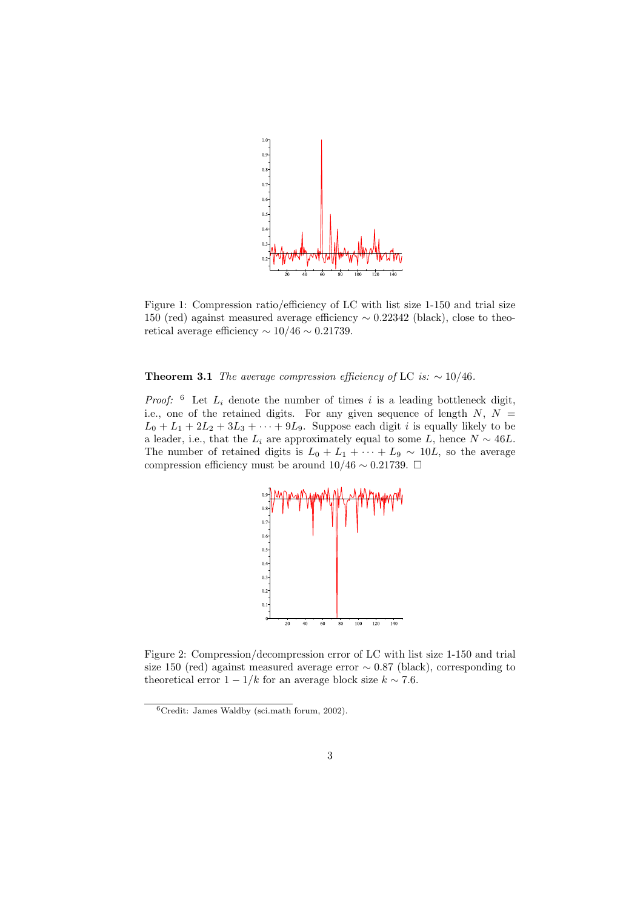Figure 1: Compression ratio/efficiency of LC with list size 1-150 and trial size 150 (red) against measured average efficiency $\sim 0.22342$ (black), close to theoretical average efficiency $\sim 10/46 \sim 0.21739$.

**Theorem 3.1** *The average compression efficiency of* LC *is:* $\sim 10/46$.

*Proof:* [6] Let $L_i$ denote the number of times $i$ is a leading bottleneck digit, i.e., one of the retained digits. For any given sequence of length $N$, $N = L_0 + L_1 + 2L_2 + 3L_3 + \cdots + 9L_9$. Suppose each digit $i$ is equally likely to be a leader, i.e., that the $L_i$ are approximately equal to some $L$, hence $N \sim 46L$. The number of retained digits is $L_0 + L_1 + \cdots + L_9 \sim 10L$, so the average compression efficiency must be around $10/46 \sim 0.21739$. □

Figure 2: Compression/decompression error of LC with list size 1-150 and trial size 150 (red) against measured average error $\sim 0.87$ (black), corresponding to theoretical error $1 - 1/k$ for an average block size $k \sim 7.6$.

[6] Credit: James Waldby (sci.math forum, 2002).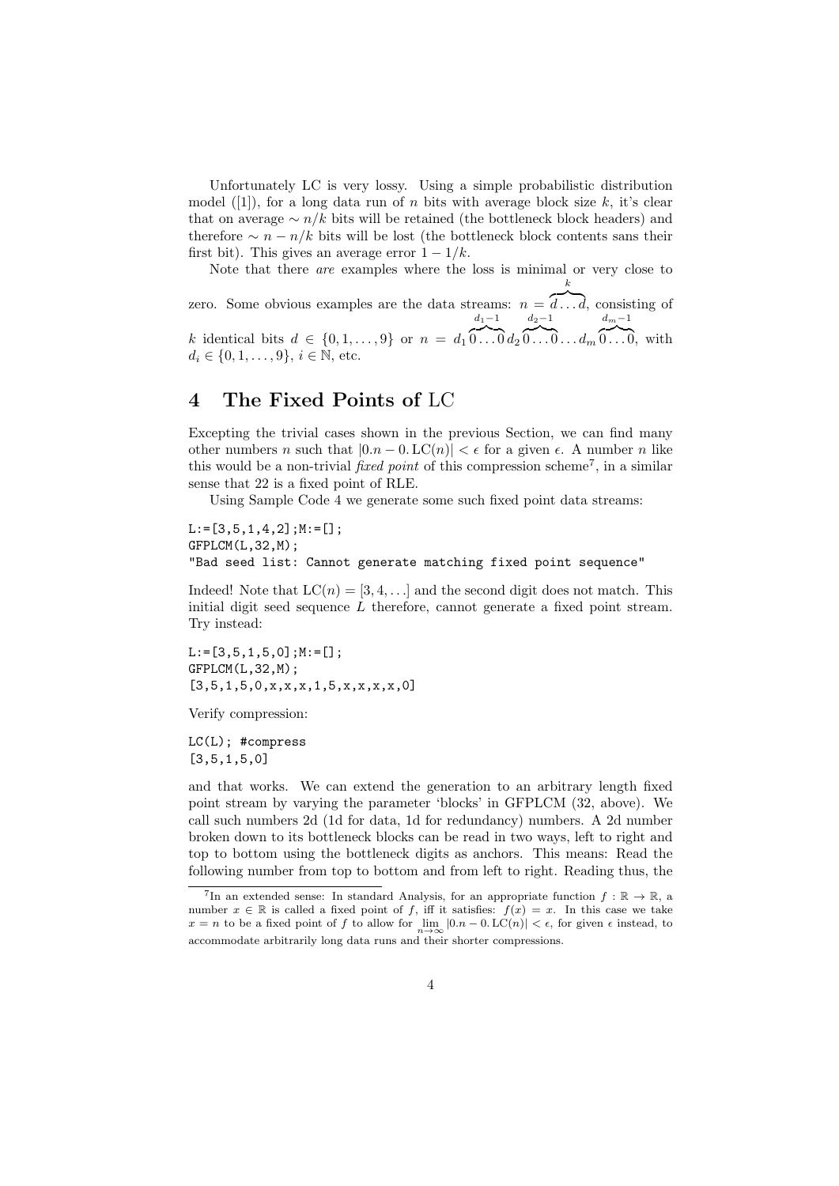Unfortunately LC is very lossy. Using a simple probabilistic distribution model ([1]), for a long data run of $n$ bits with average block size $k$, it's clear that on average $\sim n/k$ bits will be retained (the bottleneck block headers) and therefore $\sim n - n/k$ bits will be lost (the bottleneck block contents sans their first bit). This gives an average error $1 - 1/k$.

Note that there *are* examples where the loss is minimal or very close to zero. Some obvious examples are the data streams: $n = \overbrace{d \ldots d}^{k}$, consisting of $k$ identical bits $d \in \{0, 1, \ldots, 9\}$ or $n = d_1 \overbrace{0 \ldots 0}^{d_1 - 1} d_2 \overbrace{0 \ldots 0}^{d_2 - 1} \ldots d_m \overbrace{0 \ldots 0}^{d_m - 1}$, with $d_i \in \{0, 1, \ldots, 9\}$, $i \in \mathbb{N}$, etc.

# 4 The Fixed Points of LC

Excepting the trivial cases shown in the previous Section, we can find many other numbers $n$ such that $|0.n - 0.\mathrm{LC}(n)| < \epsilon$ for a given $\epsilon$. A number $n$ like this would be a non-trivial *fixed point* of this compression scheme[7], in a similar sense that 22 is a fixed point of RLE.

Using Sample Code 4 we generate some such fixed point data streams:

```
L:=[3,5,1,4,2];M:=[];
GFPLCM(L,32,M);
"Bad seed list: Cannot generate matching fixed point sequence"
```

Indeed! Note that $\mathrm{LC}(n) = [3, 4, \ldots]$ and the second digit does not match. This initial digit seed sequence $L$ therefore, cannot generate a fixed point stream. Try instead:

```
L:=[3,5,1,5,0];M:=[];
GFPLCM(L,32,M);
[3,5,1,5,0,x,x,x,1,5,x,x,x,x,0]
```

Verify compression:

```
LC(L); #compress
[3,5,1,5,0]
```

and that works. We can extend the generation to an arbitrary length fixed point stream by varying the parameter 'blocks' in GFPLCM (32, above). We call such numbers 2d (1d for data, 1d for redundancy) numbers. A 2d number broken down to its bottleneck blocks can be read in two ways, left to right and top to bottom using the bottleneck digits as anchors. This means: Read the following number from top to bottom and from left to right. Reading thus, the

[7] In an extended sense: In standard Analysis, for an appropriate function $f : \mathbb{R} \to \mathbb{R}$, a number $x \in \mathbb{R}$ is called a fixed point of $f$, iff it satisfies: $f(x) = x$. In this case we take $x = n$ to be a fixed point of $f$ to allow for $\lim_{n \to \infty} |0.n - 0.\mathrm{LC}(n)| < \epsilon$, for given $\epsilon$ instead, to accommodate arbitrarily long data runs and their shorter compressions.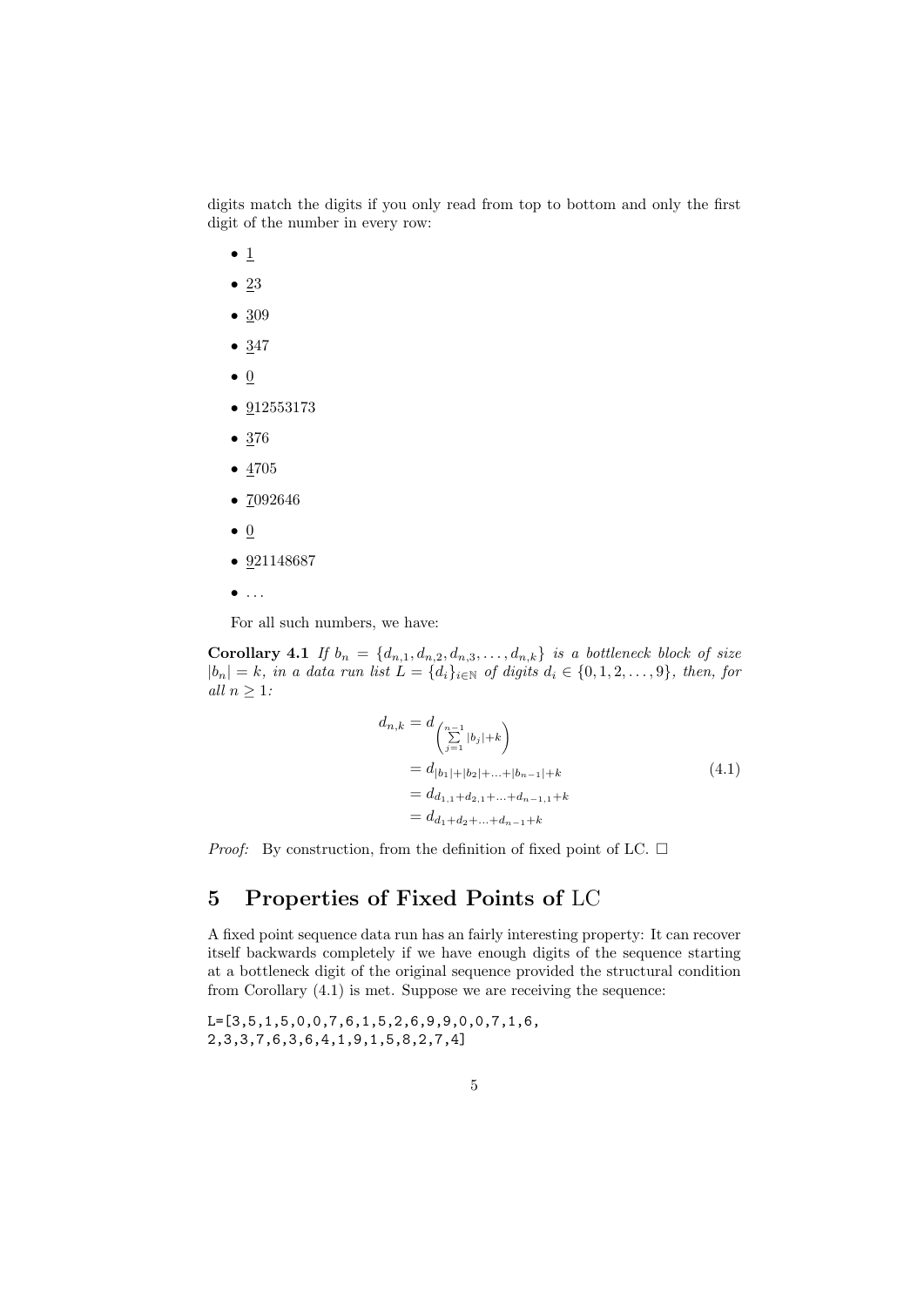digits match the digits if you only read from top to bottom and only the first digit of the number in every row:

- <u>1</u>
- <u>2</u>3
- <u>3</u>09
- <u>3</u>47
- <u>0</u>
- <u>9</u>12553173
- <u>3</u>76
- <u>4</u>705
- <u>7</u>092646
- <u>0</u>
- <u>9</u>21148687
- ...

For all such numbers, we have:

**Corollary 4.1** *If $b_n = \{d_{n,1}, d_{n,2}, d_{n,3}, \ldots, d_{n,k}\}$ is a bottleneck block of size $|b_n| = k$, in a data run list $L = \{d_i\}_{i \in \mathbb{N}}$ of digits $d_i \in \{0, 1, 2, \ldots, 9\}$, then, for all $n \geq 1$:*

$$
\begin{aligned}
d_{n,k} &= d_{\left(\sum\limits_{j=1}^{n-1} |b_j| + k\right)} \\
&= d_{|b_1|+|b_2|+\ldots+|b_{n-1}|+k} \\
&= d_{d_{1,1}+d_{2,1}+\ldots+d_{n-1,1}+k} \\
&= d_{d_1+d_2+\ldots+d_{n-1}+k}
\end{aligned}
\tag{4.1}
$$

*Proof:* By construction, from the definition of fixed point of LC. □

## 5 Properties of Fixed Points of LC

A fixed point sequence data run has an fairly interesting property: It can recover itself backwards completely if we have enough digits of the sequence starting at a bottleneck digit of the original sequence provided the structural condition from Corollary (4.1) is met. Suppose we are receiving the sequence:

```
L=[3,5,1,5,0,0,7,6,1,5,2,6,9,9,0,0,7,1,6,
2,3,3,7,6,3,6,4,1,9,1,5,8,2,7,4]
```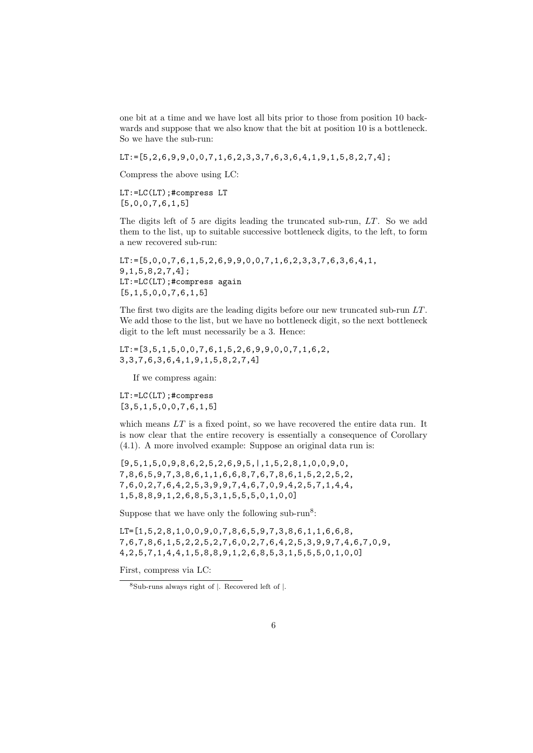one bit at a time and we have lost all bits prior to those from position 10 backwards and suppose that we also know that the bit at position 10 is a bottleneck. So we have the sub-run:

```
LT:=[5,2,6,9,9,0,0,7,1,6,2,3,3,7,6,3,6,4,1,9,1,5,8,2,7,4];
```

Compress the above using LC:

```
LT:=LC(LT);#compress LT
[5,0,0,7,6,1,5]
```

The digits left of 5 are digits leading the truncated sub-run, $LT$. So we add them to the list, up to suitable successive bottleneck digits, to the left, to form a new recovered sub-run:

```
LT:=[5,0,0,7,6,1,5,2,6,9,9,0,0,7,1,6,2,3,3,7,6,3,6,4,1,
9,1,5,8,2,7,4];
LT:=LC(LT);#compress again
[5,1,5,0,0,7,6,1,5]
```

The first two digits are the leading digits before our new truncated sub-run $LT$. We add those to the list, but we have no bottleneck digit, so the next bottleneck digit to the left must necessarily be a 3. Hence:

```
LT:=[3,5,1,5,0,0,7,6,1,5,2,6,9,9,0,0,7,1,6,2,
3,3,7,6,3,6,4,1,9,1,5,8,2,7,4]
```

If we compress again:

```
LT:=LC(LT);#compress
[3,5,1,5,0,0,7,6,1,5]
```

which means $LT$ is a fixed point, so we have recovered the entire data run. It is now clear that the entire recovery is essentially a consequence of Corollary (4.1). A more involved example: Suppose an original data run is:

```
[9,5,1,5,0,9,8,6,2,5,2,6,9,5,|,1,5,2,8,1,0,0,9,0,
7,8,6,5,9,7,3,8,6,1,1,6,6,8,7,6,7,8,6,1,5,2,2,5,2,
7,6,0,2,7,6,4,2,5,3,9,9,7,4,6,7,0,9,4,2,5,7,1,4,4,
1,5,8,8,9,1,2,6,8,5,3,1,5,5,5,0,1,0,0]
```

Suppose that we have only the following sub-run[8]:

```
LT=[1,5,2,8,1,0,0,9,0,7,8,6,5,9,7,3,8,6,1,1,6,6,8,
7,6,7,8,6,1,5,2,2,5,2,7,6,0,2,7,6,4,2,5,3,9,9,7,4,6,7,0,9,
4,2,5,7,1,4,4,1,5,8,8,9,1,2,6,8,5,3,1,5,5,5,0,1,0,0]
```

First, compress via LC:

[8] Sub-runs always right of |. Recovered left of |.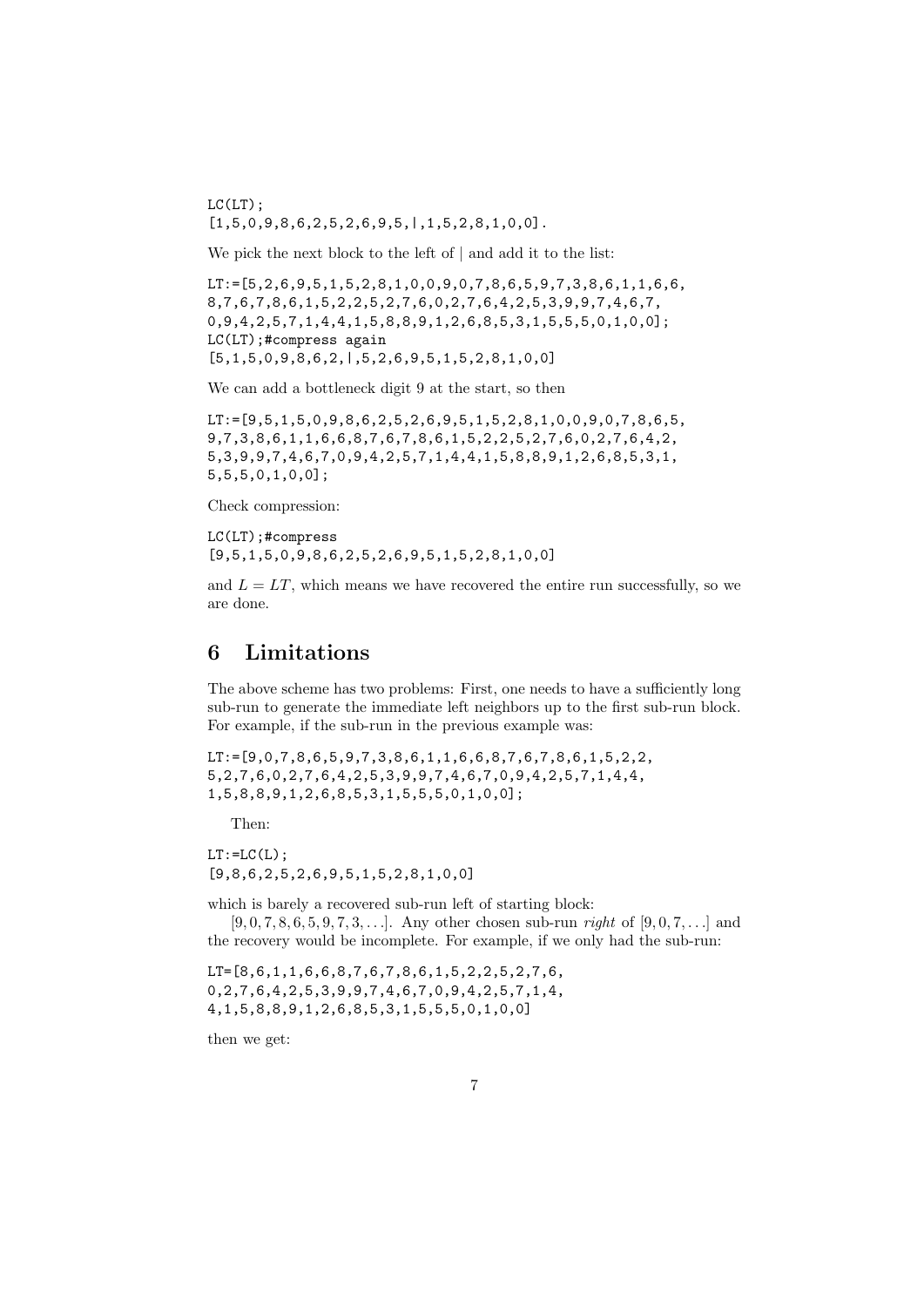```
LC(LT);
[1,5,0,9,8,6,2,5,2,6,9,5,|,1,5,2,8,1,0,0].
```

We pick the next block to the left of | and add it to the list:

```
LT:=[5,2,6,9,5,1,5,2,8,1,0,0,9,0,7,8,6,5,9,7,3,8,6,1,1,6,6,
8,7,6,7,8,6,1,5,2,2,5,2,7,6,0,2,7,6,4,2,5,3,9,9,7,4,6,7,
0,9,4,2,5,7,1,4,4,1,5,8,8,9,1,2,6,8,5,3,1,5,5,5,0,1,0,0];
LC(LT);#compress again
[5,1,5,0,9,8,6,2,|,5,2,6,9,5,1,5,2,8,1,0,0]
```

We can add a bottleneck digit 9 at the start, so then

```
LT:=[9,5,1,5,0,9,8,6,2,5,2,6,9,5,1,5,2,8,1,0,0,9,0,7,8,6,5,
9,7,3,8,6,1,1,6,6,8,7,6,7,8,6,1,5,2,2,5,2,7,6,0,2,7,6,4,2,
5,3,9,9,7,4,6,7,0,9,4,2,5,7,1,4,4,1,5,8,8,9,1,2,6,8,5,3,1,
5,5,5,0,1,0,0];
```

Check compression:

```
LC(LT);#compress
[9,5,1,5,0,9,8,6,2,5,2,6,9,5,1,5,2,8,1,0,0]
```

and $L = LT$, which means we have recovered the entire run successfully, so we are done.

## 6 Limitations

The above scheme has two problems: First, one needs to have a sufficiently long sub-run to generate the immediate left neighbors up to the first sub-run block. For example, if the sub-run in the previous example was:

```
LT:=[9,0,7,8,6,5,9,7,3,8,6,1,1,6,6,8,7,6,7,8,6,1,5,2,2,
5,2,7,6,0,2,7,6,4,2,5,3,9,9,7,4,6,7,0,9,4,2,5,7,1,4,4,
1,5,8,8,9,1,2,6,8,5,3,1,5,5,5,0,1,0,0];
```

Then:

```
LT:=LC(L);
[9,8,6,2,5,2,6,9,5,1,5,2,8,1,0,0]
```

which is barely a recovered sub-run left of starting block:

$[9, 0, 7, 8, 6, 5, 9, 7, 3, \ldots]$. Any other chosen sub-run *right* of $[9, 0, 7, \ldots]$ and the recovery would be incomplete. For example, if we only had the sub-run:

```
LT=[8,6,1,1,6,6,8,7,6,7,8,6,1,5,2,2,5,2,7,6,
0,2,7,6,4,2,5,3,9,9,7,4,6,7,0,9,4,2,5,7,1,4,
4,1,5,8,8,9,1,2,6,8,5,3,1,5,5,5,0,1,0,0]
```

then we get: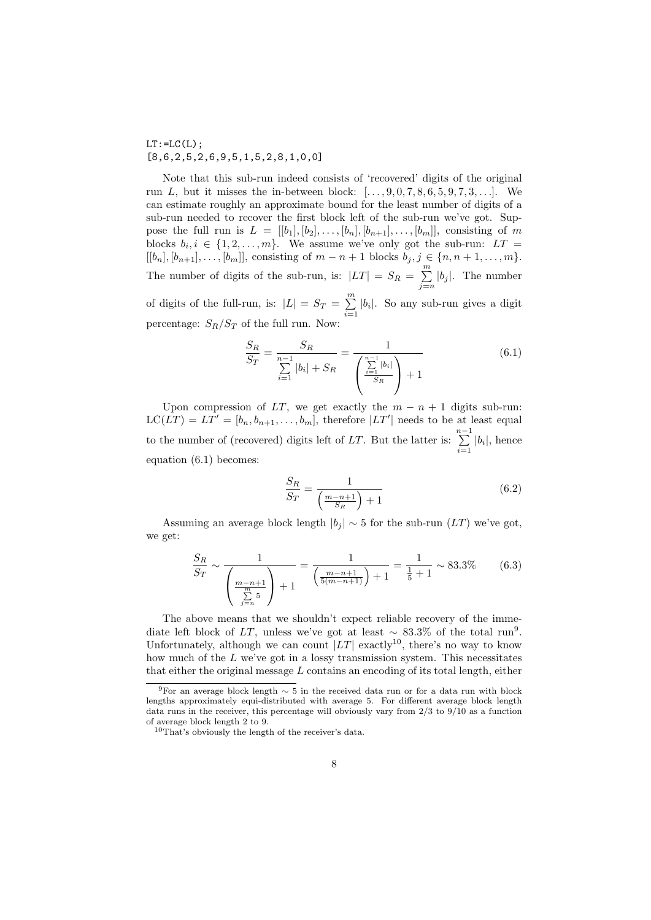```
LT:=LC(L);
[8,6,2,5,2,6,9,5,1,5,2,8,1,0,0]
```

Note that this sub-run indeed consists of 'recovered' digits of the original run $L$, but it misses the in-between block: $[\ldots,9,0,7,8,6,5,9,7,3,\ldots]$. We can estimate roughly an approximate bound for the least number of digits of a sub-run needed to recover the first block left of the sub-run we've got. Suppose the full run is $L = [[b_1],[b_2],\ldots,[b_n],[b_{n+1}],\ldots,[b_m]]$, consisting of $m$ blocks $b_i, i \in \{1,2,\ldots,m\}$. We assume we've only got the sub-run: $LT = [[b_n],[b_{n+1}],\ldots,[b_m]]$, consisting of $m-n+1$ blocks $b_j, j \in \{n,n+1,\ldots,m\}$. The number of digits of the sub-run, is: $|LT| = S_R = \sum_{j=n}^{m} |b_j|$. The number of digits of the full-run, is: $|L| = S_T = \sum_{i=1}^{m} |b_i|$. So any sub-run gives a digit percentage: $S_R/S_T$ of the full run. Now:

$$\frac{S_R}{S_T} = \frac{S_R}{\sum_{i=1}^{n-1} |b_i| + S_R} = \frac{1}{\left(\frac{\sum_{i=1}^{n-1} |b_i|}{S_R}\right) + 1} \tag{6.1}$$

Upon compression of $LT$, we get exactly the $m-n+1$ digits sub-run: $\mathrm{LC}(LT) = LT' = [b_n, b_{n+1}, \ldots, b_m]$, therefore $|LT'|$ needs to be at least equal to the number of (recovered) digits left of $LT$. But the latter is: $\sum_{i=1}^{n-1} |b_i|$, hence equation (6.1) becomes:

$$\frac{S_R}{S_T} = \frac{1}{\left(\frac{m-n+1}{S_R}\right) + 1} \tag{6.2}$$

Assuming an average block length $|b_j| \sim 5$ for the sub-run ($LT$) we've got, we get:

$$\frac{S_R}{S_T} \sim \frac{1}{\left(\frac{m-n+1}{\sum_{j=n}^{m} 5}\right) + 1} = \frac{1}{\left(\frac{m-n+1}{5(m-n+1)}\right) + 1} = \frac{1}{\frac{1}{5} + 1} \sim 83.3\% \tag{6.3}$$

The above means that we shouldn't expect reliable recovery of the immediate left block of $LT$, unless we've got at least $\sim 83.3\%$ of the total run[9]. Unfortunately, although we can count $|LT|$ exactly[10], there's no way to know how much of the $L$ we've got in a lossy transmission system. This necessitates that either the original message $L$ contains an encoding of its total length, either

[9] For an average block length $\sim 5$ in the received data run or for a data run with block lengths approximately equi-distributed with average 5. For different average block length data runs in the receiver, this percentage will obviously vary from 2/3 to 9/10 as a function of average block length 2 to 9.

[10] That's obviously the length of the receiver's data.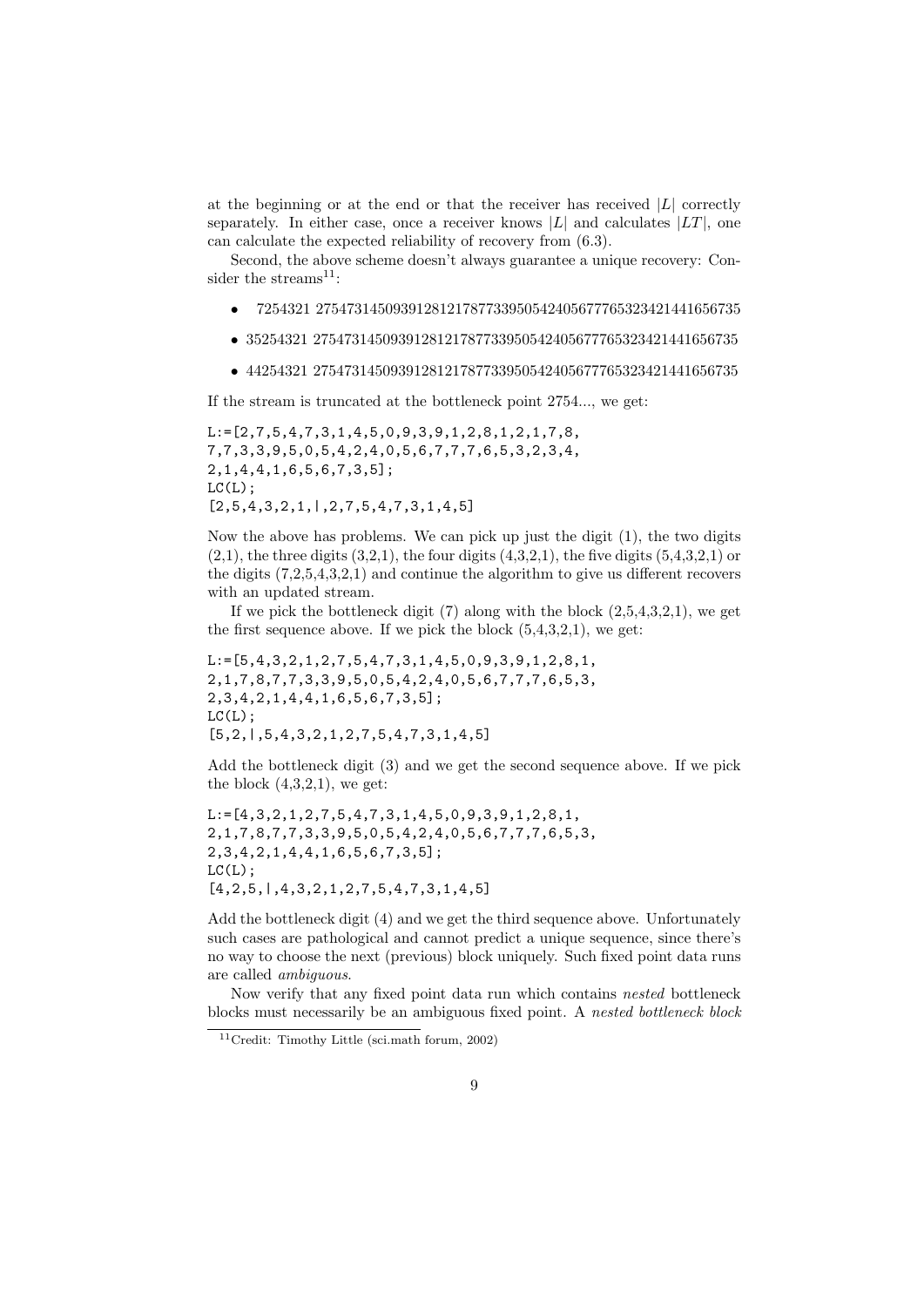at the beginning or at the end or that the receiver has received $|L|$ correctly separately. In either case, once a receiver knows $|L|$ and calculates $|LT|$, one can calculate the expected reliability of recovery from (6.3).

Second, the above scheme doesn't always guarantee a unique recovery: Consider the streams[11]:

- 7254321 27547314509391281217877339505424056777653234214416567​35
- 35254321 27547314509391281217877339505424056777653234214416567​35
- 44254321 27547314509391281217877339505424056777653234214416567​35

If the stream is truncated at the bottleneck point 2754..., we get:

```
L:=[2,7,5,4,7,3,1,4,5,0,9,3,9,1,2,8,1,2,1,7,8,
7,7,3,3,9,5,0,5,4,2,4,0,5,6,7,7,7,6,5,3,2,3,4,
2,1,4,4,1,6,5,6,7,3,5];
LC(L);
[2,5,4,3,2,1,|,2,7,5,4,7,3,1,4,5]
```

Now the above has problems. We can pick up just the digit (1), the two digits (2,1), the three digits (3,2,1), the four digits (4,3,2,1), the five digits (5,4,3,2,1) or the digits (7,2,5,4,3,2,1) and continue the algorithm to give us different recovers with an updated stream.

If we pick the bottleneck digit (7) along with the block (2,5,4,3,2,1), we get the first sequence above. If we pick the block (5,4,3,2,1), we get:

```
L:=[5,4,3,2,1,2,7,5,4,7,3,1,4,5,0,9,3,9,1,2,8,1,
2,1,7,8,7,7,3,3,9,5,0,5,4,2,4,0,5,6,7,7,7,6,5,3,
2,3,4,2,1,4,4,1,6,5,6,7,3,5];
LC(L);
[5,2,|,5,4,3,2,1,2,7,5,4,7,3,1,4,5]
```

Add the bottleneck digit (3) and we get the second sequence above. If we pick the block (4,3,2,1), we get:

```
L:=[4,3,2,1,2,7,5,4,7,3,1,4,5,0,9,3,9,1,2,8,1,
2,1,7,8,7,7,3,3,9,5,0,5,4,2,4,0,5,6,7,7,7,6,5,3,
2,3,4,2,1,4,4,1,6,5,6,7,3,5];
LC(L);
[4,2,5,|,4,3,2,1,2,7,5,4,7,3,1,4,5]
```

Add the bottleneck digit (4) and we get the third sequence above. Unfortunately such cases are pathological and cannot predict a unique sequence, since there's no way to choose the next (previous) block uniquely. Such fixed point data runs are called *ambiguous*.

Now verify that any fixed point data run which contains *nested* bottleneck blocks must necessarily be an ambiguous fixed point. A *nested bottleneck block*

[11] Credit: Timothy Little (sci.math forum, 2002)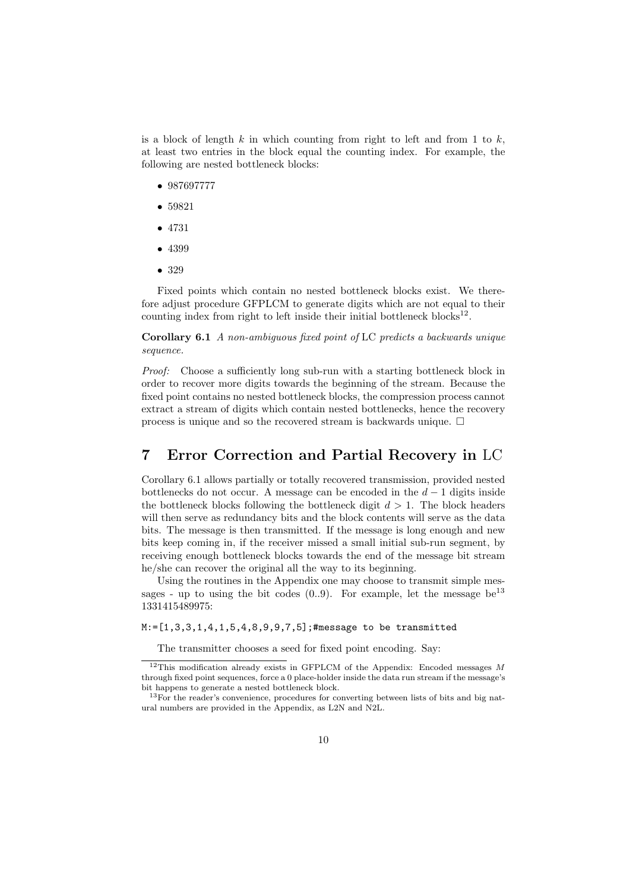is a block of length $k$ in which counting from right to left and from 1 to $k$, at least two entries in the block equal the counting index. For example, the following are nested bottleneck blocks:

- 987697777
- 59821
- 4731
- 4399
- 329

Fixed points which contain no nested bottleneck blocks exist. We therefore adjust procedure GFPLCM to generate digits which are not equal to their counting index from right to left inside their initial bottleneck blocks[12].

**Corollary 6.1** *A non-ambiguous fixed point of* LC *predicts a backwards unique sequence.*

*Proof:* Choose a sufficiently long sub-run with a starting bottleneck block in order to recover more digits towards the beginning of the stream. Because the fixed point contains no nested bottleneck blocks, the compression process cannot extract a stream of digits which contain nested bottlenecks, hence the recovery process is unique and so the recovered stream is backwards unique. □

## 7 Error Correction and Partial Recovery in LC

Corollary 6.1 allows partially or totally recovered transmission, provided nested bottlenecks do not occur. A message can be encoded in the $d-1$ digits inside the bottleneck blocks following the bottleneck digit $d > 1$. The block headers will then serve as redundancy bits and the block contents will serve as the data bits. The message is then transmitted. If the message is long enough and new bits keep coming in, if the receiver missed a small initial sub-run segment, by receiving enough bottleneck blocks towards the end of the message bit stream he/she can recover the original all the way to its beginning.

Using the routines in the Appendix one may choose to transmit simple messages - up to using the bit codes (0..9). For example, let the message be[13] 1331415489975:

```
M:=[1,3,3,1,4,1,5,4,8,9,9,7,5];#message to be transmitted
```

The transmitter chooses a seed for fixed point encoding. Say:

[12] This modification already exists in GFPLCM of the Appendix: Encoded messages $M$ through fixed point sequences, force a 0 place-holder inside the data run stream if the message's bit happens to generate a nested bottleneck block.

[13] For the reader's convenience, procedures for converting between lists of bits and big natural numbers are provided in the Appendix, as L2N and N2L.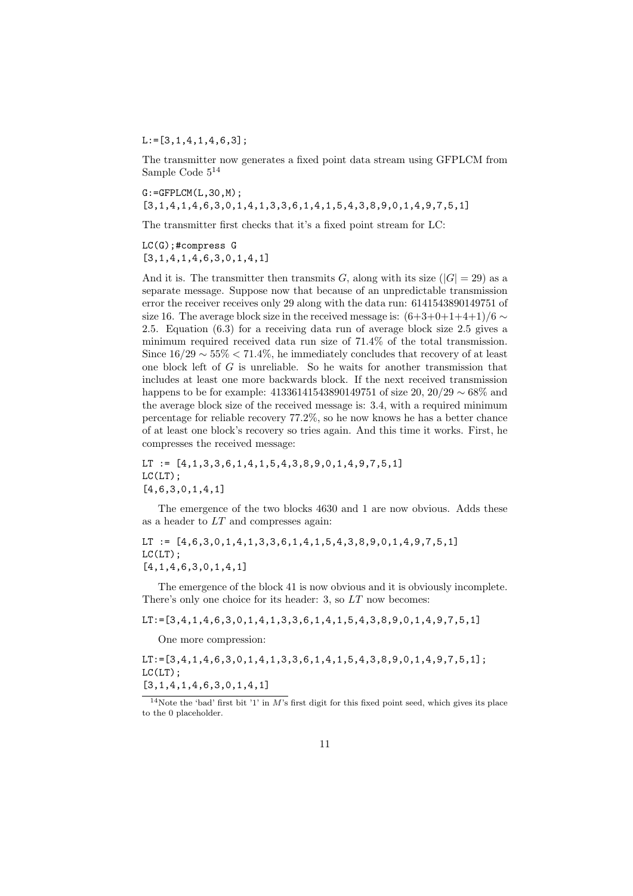```
L:=[3,1,4,1,4,6,3];
```

The transmitter now generates a fixed point data stream using GFPLCM from Sample Code 5[14]

```
G:=GFPLCM(L,30,M);
[3,1,4,1,4,6,3,0,1,4,1,3,3,6,1,4,1,5,4,3,8,9,0,1,4,9,7,5,1]
```

The transmitter first checks that it's a fixed point stream for LC:

```
LC(G);#compress G
[3,1,4,1,4,6,3,0,1,4,1]
```

And it is. The transmitter then transmits $G$, along with its size ($|G| = 29$) as a separate message. Suppose now that because of an unpredictable transmission error the receiver receives only 29 along with the data run: 6141543890149751 of size 16. The average block size in the received message is: $(6+3+0+1+4+1)/6 \sim 2.5$. Equation (6.3) for a receiving data run of average block size 2.5 gives a minimum required received data run size of 71.4% of the total transmission. Since $16/29 \sim 55\% < 71.4\%$, he immediately concludes that recovery of at least one block left of $G$ is unreliable. So he waits for another transmission that includes at least one more backwards block. If the next received transmission happens to be for example: 41336141543890149751 of size 20, $20/29 \sim 68\%$ and the average block size of the received message is: 3.4, with a required minimum percentage for reliable recovery 77.2%, so he now knows he has a better chance of at least one block's recovery so tries again. And this time it works. First, he compresses the received message:

```
LT := [4,1,3,3,6,1,4,1,5,4,3,8,9,0,1,4,9,7,5,1]
LC(LT);
[4,6,3,0,1,4,1]
```

The emergence of the two blocks 4630 and 1 are now obvious. Adds these as a header to $LT$ and compresses again:

```
LT := [4,6,3,0,1,4,1,3,3,6,1,4,1,5,4,3,8,9,0,1,4,9,7,5,1]
LC(LT);
[4,1,4,6,3,0,1,4,1]
```

The emergence of the block 41 is now obvious and it is obviously incomplete. There's only one choice for its header: 3, so $LT$ now becomes:

```
LT:=[3,4,1,4,6,3,0,1,4,1,3,3,6,1,4,1,5,4,3,8,9,0,1,4,9,7,5,1]
```

One more compression:

```
LT:=[3,4,1,4,6,3,0,1,4,1,3,3,6,1,4,1,5,4,3,8,9,0,1,4,9,7,5,1];
LC(LT);
[3,1,4,1,4,6,3,0,1,4,1]
```

[14] Note the 'bad' first bit '1' in $M$'s first digit for this fixed point seed, which gives its place to the 0 placeholder.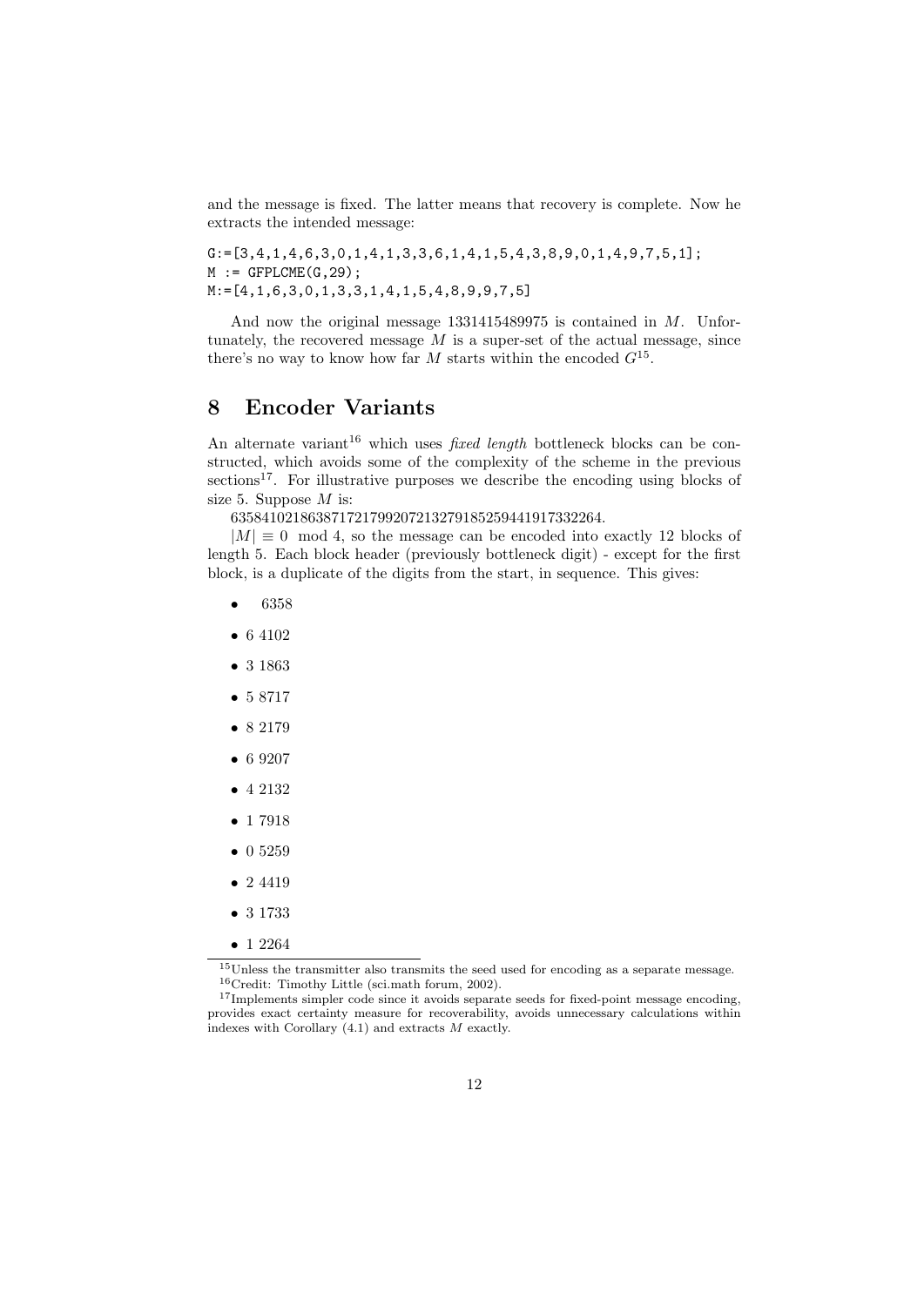and the message is fixed. The latter means that recovery is complete. Now he extracts the intended message:

```
G:=[3,4,1,4,6,3,0,1,4,1,3,3,6,1,4,1,5,4,3,8,9,0,1,4,9,7,5,1];
M := GFPLCME(G,29);
M:=[4,1,6,3,0,1,3,3,1,4,1,5,4,8,9,9,7,5]
```

And now the original message 1331415489975 is contained in $M$. Unfortunately, the recovered message $M$ is a super-set of the actual message, since there's no way to know how far $M$ starts within the encoded $G$[15].

## 8 Encoder Variants

An alternate variant[16] which uses *fixed length* bottleneck blocks can be constructed, which avoids some of the complexity of the scheme in the previous sections[17]. For illustrative purposes we describe the encoding using blocks of size 5. Suppose $M$ is:

635841021863871721799207213279185259441917332264.

$|M| \equiv 0 \mod 4$, so the message can be encoded into exactly 12 blocks of length 5. Each block header (previously bottleneck digit) - except for the first block, is a duplicate of the digits from the start, in sequence. This gives:

- 6358
- 6 4102
- 3 1863
- 5 8717
- 8 2179
- 6 9207
- 4 2132
- 1 7918
- 0 5259
- 2 4419
- 3 1733
- 1 2264

[15] Unless the transmitter also transmits the seed used for encoding as a separate message.

[16] Credit: Timothy Little (sci.math forum, 2002).

[17] Implements simpler code since it avoids separate seeds for fixed-point message encoding, provides exact certainty measure for recoverability, avoids unnecessary calculations within indexes with Corollary (4.1) and extracts $M$ exactly.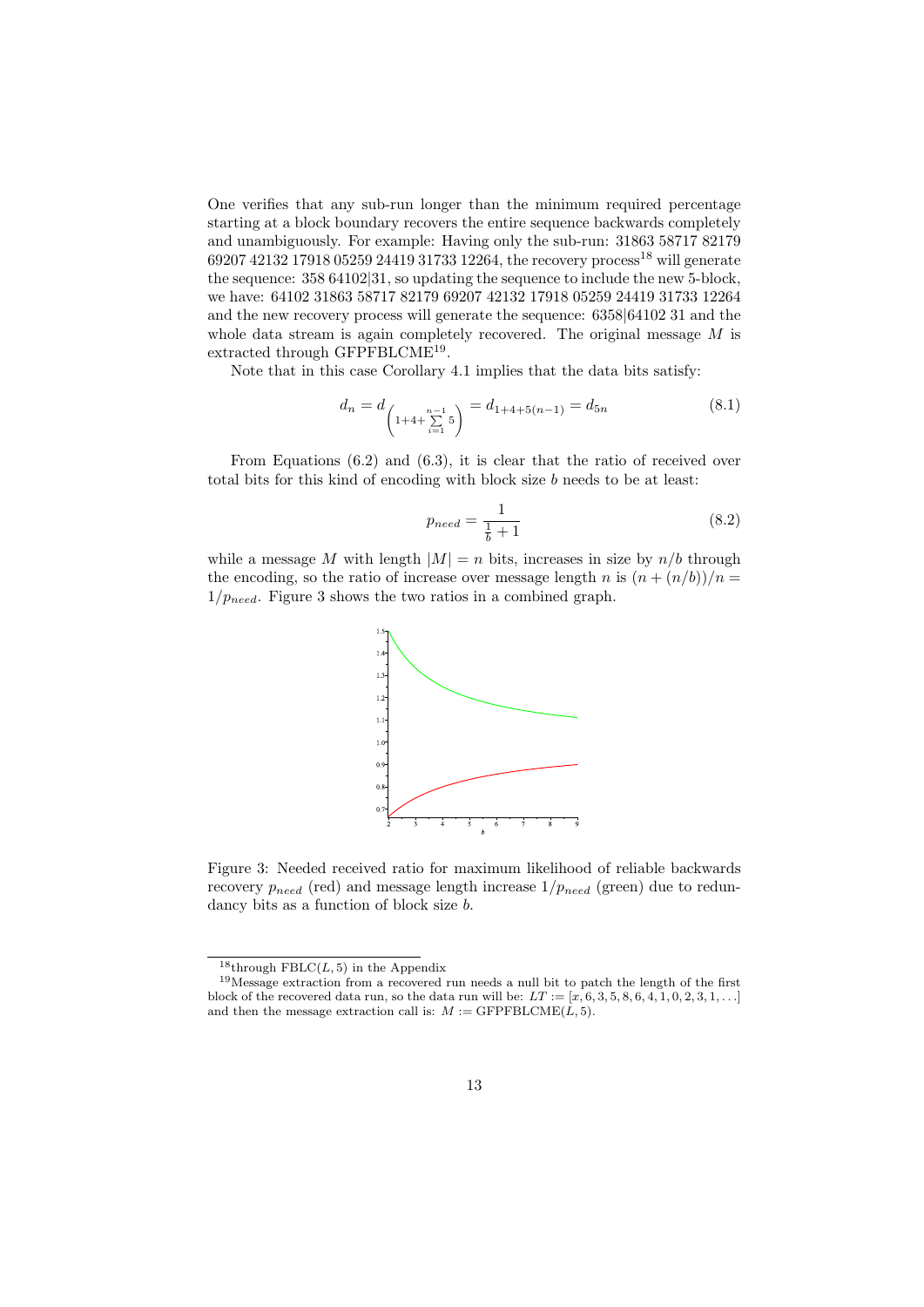One verifies that any sub-run longer than the minimum required percentage starting at a block boundary recovers the entire sequence backwards completely and unambiguously. For example: Having only the sub-run: 31863 58717 82179 69207 42132 17918 05259 24419 31733 12264, the recovery process[18] will generate the sequence: 358 64102|31, so updating the sequence to include the new 5-block, we have: 64102 31863 58717 82179 69207 42132 17918 05259 24419 31733 12264 and the new recovery process will generate the sequence: 6358|64102 31 and the whole data stream is again completely recovered. The original message $M$ is extracted through GFPFBLCME[19].

Note that in this case Corollary 4.1 implies that the data bits satisfy:

$$d_n = d_{\left(1+4+\sum_{i=1}^{n-1} 5\right)} = d_{1+4+5(n-1)} = d_{5n} \tag{8.1}$$

From Equations (6.2) and (6.3), it is clear that the ratio of received over total bits for this kind of encoding with block size $b$ needs to be at least:

$$p_{need} = \frac{1}{\frac{1}{b}+1} \tag{8.2}$$

while a message $M$ with length $|M| = n$ bits, increases in size by $n/b$ through the encoding, so the ratio of increase over message length $n$ is $(n + (n/b))/n = 1/p_{need}$. Figure 3 shows the two ratios in a combined graph.

Figure 3: Needed received ratio for maximum likelihood of reliable backwards recovery $p_{need}$ (red) and message length increase $1/p_{need}$ (green) due to redundancy bits as a function of block size $b$.

[18] through FBLC($L$, 5) in the Appendix

[19] Message extraction from a recovered run needs a null bit to patch the length of the first block of the recovered data run, so the data run will be: $LT := [x, 6, 3, 5, 8, 6, 4, 1, 0, 2, 3, 1, \ldots]$ and then the message extraction call is: $M :=$ GFPFBLCME($L$, 5).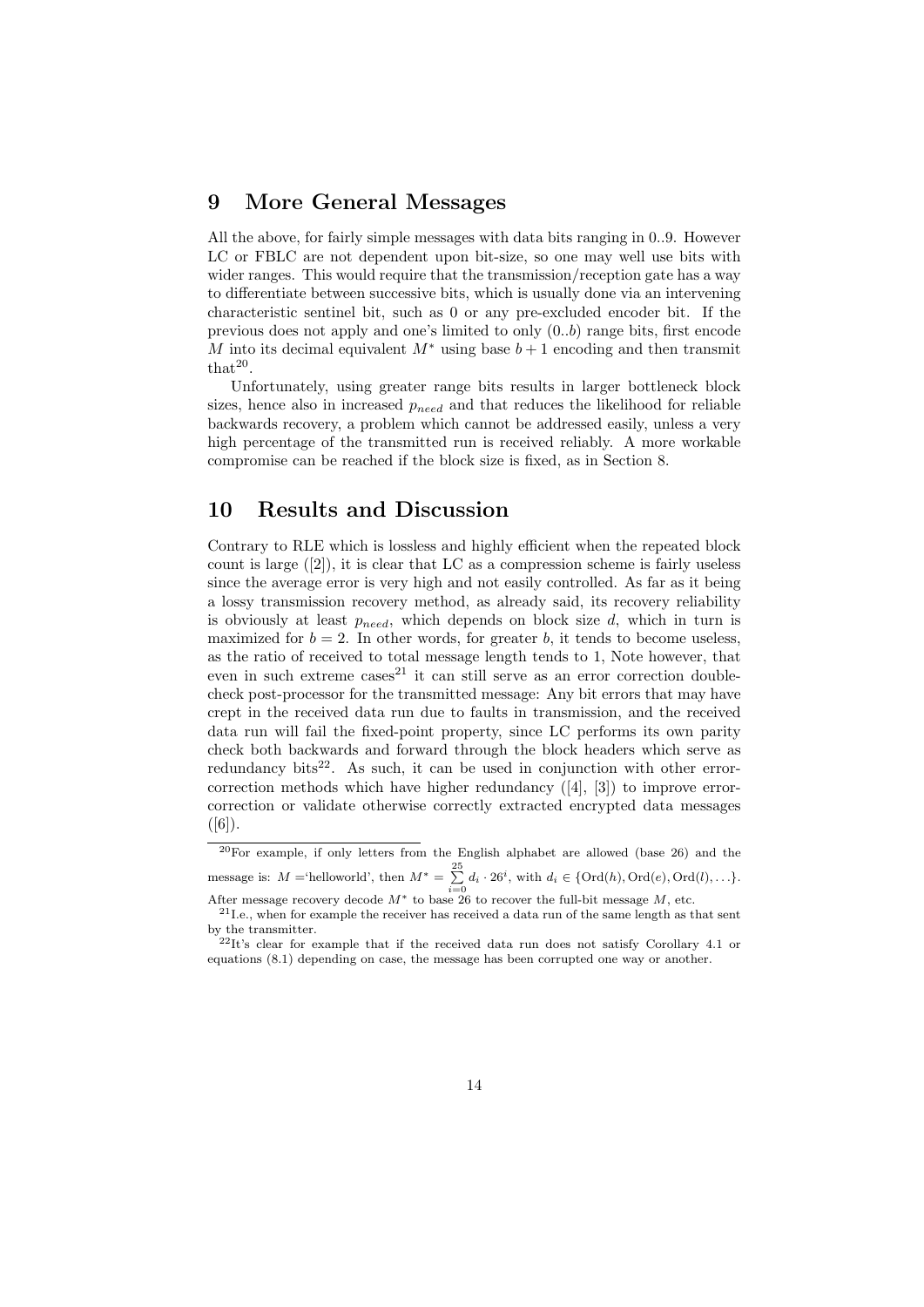## 9 More General Messages

All the above, for fairly simple messages with data bits ranging in 0..9. However LC or FBLC are not dependent upon bit-size, so one may well use bits with wider ranges. This would require that the transmission/reception gate has a way to differentiate between successive bits, which is usually done via an intervening characteristic sentinel bit, such as 0 or any pre-excluded encoder bit. If the previous does not apply and one's limited to only $(0..b)$ range bits, first encode $M$ into its decimal equivalent $M^*$ using base $b+1$ encoding and then transmit that[20].

Unfortunately, using greater range bits results in larger bottleneck block sizes, hence also in increased $p_{need}$ and that reduces the likelihood for reliable backwards recovery, a problem which cannot be addressed easily, unless a very high percentage of the transmitted run is received reliably. A more workable compromise can be reached if the block size is fixed, as in Section 8.

## 10 Results and Discussion

Contrary to RLE which is lossless and highly efficient when the repeated block count is large ([2]), it is clear that LC as a compression scheme is fairly useless since the average error is very high and not easily controlled. As far as it being a lossy transmission recovery method, as already said, its recovery reliability is obviously at least $p_{need}$, which depends on block size $d$, which in turn is maximized for $b = 2$. In other words, for greater $b$, it tends to become useless, as the ratio of received to total message length tends to 1, Note however, that even in such extreme cases[21] it can still serve as an error correction double-check post-processor for the transmitted message: Any bit errors that may have crept in the received data run due to faults in transmission, and the received data run will fail the fixed-point property, since LC performs its own parity check both backwards and forward through the block headers which serve as redundancy bits[22]. As such, it can be used in conjunction with other error-correction methods which have higher redundancy ([4], [3]) to improve error-correction or validate otherwise correctly extracted encrypted data messages ([6]).

---

[20] For example, if only letters from the English alphabet are allowed (base 26) and the message is: $M =$'helloworld', then $M^* = \sum_{i=0}^{25} d_i \cdot 26^i$, with $d_i \in \{\mathrm{Ord}(h), \mathrm{Ord}(e), \mathrm{Ord}(l), \ldots\}$. After message recovery decode $M^*$ to base 26 to recover the full-bit message $M$, etc.

[21] I.e., when for example the receiver has received a data run of the same length as that sent by the transmitter.

[22] It's clear for example that if the received data run does not satisfy Corollary 4.1 or equations (8.1) depending on case, the message has been corrupted one way or another.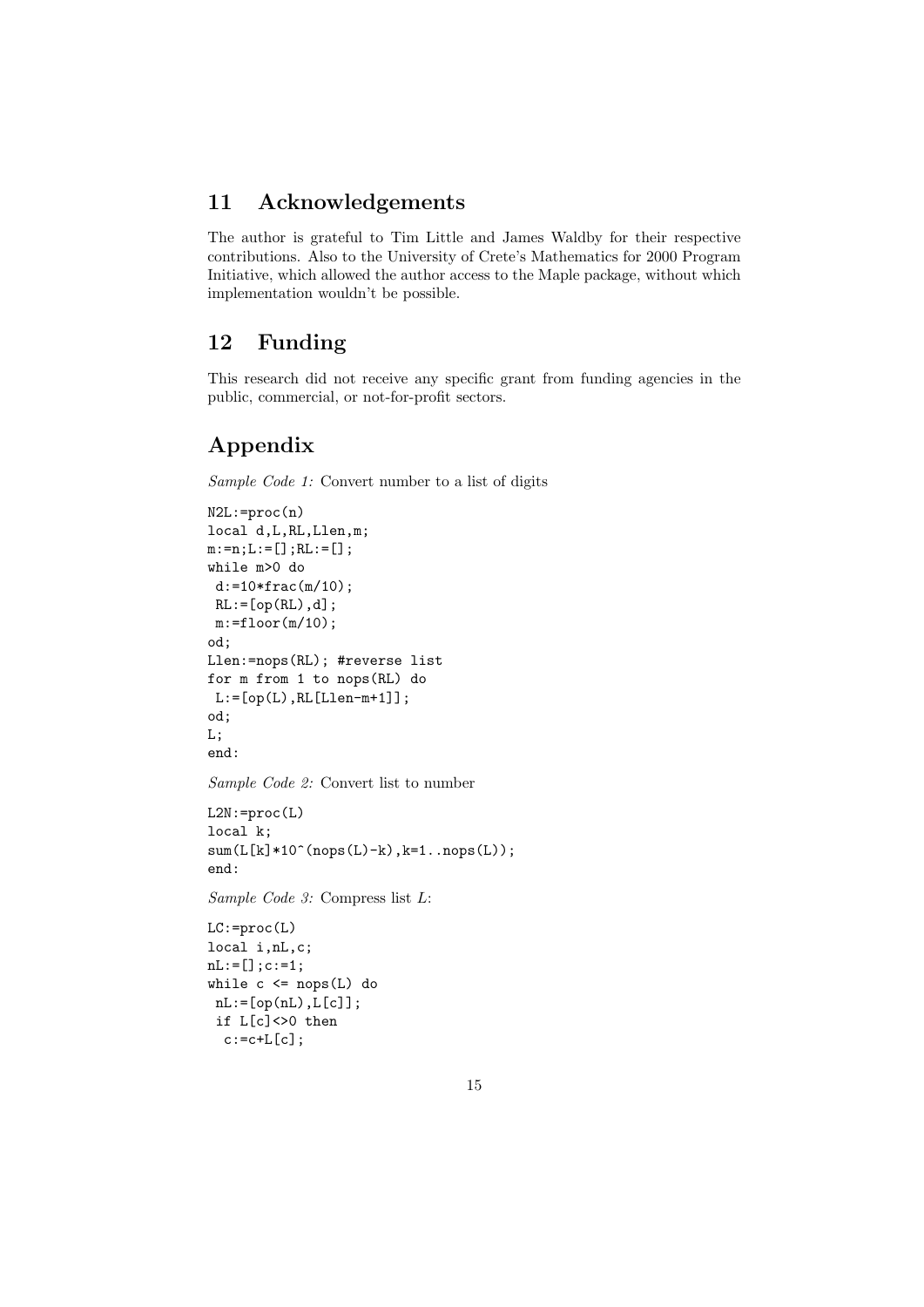## 11 Acknowledgements

The author is grateful to Tim Little and James Waldby for their respective contributions. Also to the University of Crete's Mathematics for 2000 Program Initiative, which allowed the author access to the Maple package, without which implementation wouldn't be possible.

## 12 Funding

This research did not receive any specific grant from funding agencies in the public, commercial, or not-for-profit sectors.

# Appendix

*Sample Code 1:* Convert number to a list of digits

```
N2L:=proc(n)
local d,L,RL,Llen,m;
m:=n;L:=[];RL:=[];
while m>0 do
 d:=10*frac(m/10);
 RL:=[op(RL),d];
 m:=floor(m/10);
od;
Llen:=nops(RL); #reverse list
for m from 1 to nops(RL) do
 L:=[op(L),RL[Llen-m+1]];
od;
L;
end:
```

*Sample Code 2:* Convert list to number

```
L2N:=proc(L)
local k;
sum(L[k]*10^(nops(L)-k),k=1..nops(L));
end:
```

*Sample Code 3:* Compress list $L$:

```
LC:=proc(L)
local i,nL,c;
nL:=[];c:=1;
while c <= nops(L) do
 nL:=[op(nL),L[c]];
 if L[c]<>0 then
  c:=c+L[c];
```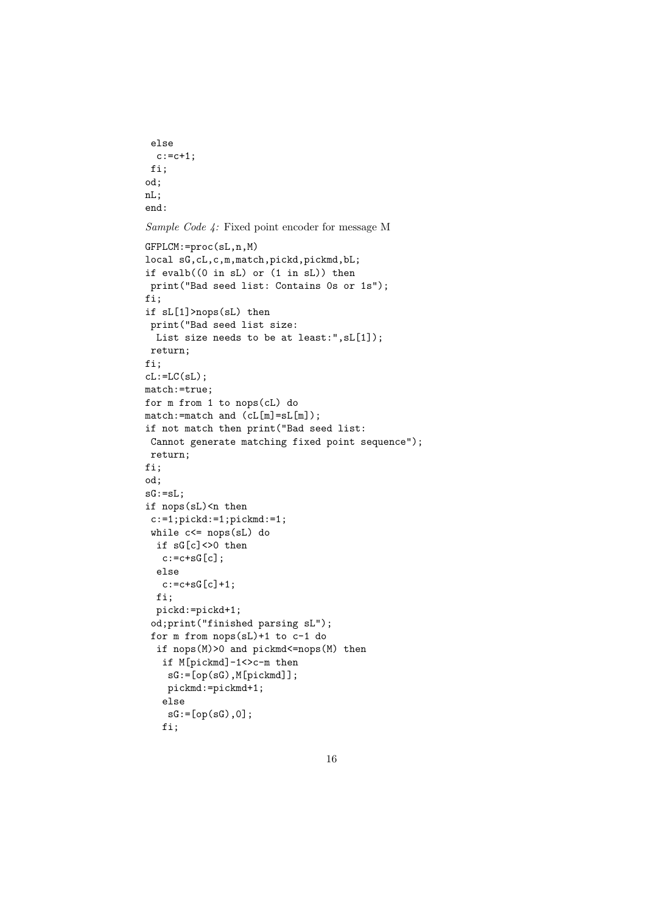```
 else
  c:=c+1;
 fi;
od;
nL;
end:
```

*Sample Code 4:* Fixed point encoder for message M

```
GFPLCM:=proc(sL,n,M)
local sG,cL,c,m,match,pickd,pickmd,bL;
if evalb((0 in sL) or (1 in sL)) then
 print("Bad seed list: Contains 0s or 1s");
fi;
if sL[1]>nops(sL) then
 print("Bad seed list size:
  List size needs to be at least:",sL[1]);
 return;
fi;
cL:=LC(sL);
match:=true;
for m from 1 to nops(cL) do
match:=match and (cL[m]=sL[m]);
if not match then print("Bad seed list:
 Cannot generate matching fixed point sequence");
 return;
fi;
od;
sG:=sL;
if nops(sL)<n then
 c:=1;pickd:=1;pickmd:=1;
 while c<= nops(sL) do
  if sG[c]<>0 then
   c:=c+sG[c];
  else
   c:=c+sG[c]+1;
  fi;
  pickd:=pickd+1;
 od;print("finished parsing sL");
 for m from nops(sL)+1 to c-1 do
  if nops(M)>0 and pickmd<=nops(M) then
   if M[pickmd]-1<>c-m then
    sG:=[op(sG),M[pickmd]];
    pickmd:=pickmd+1;
   else
    sG:=[op(sG),0];
   fi;
```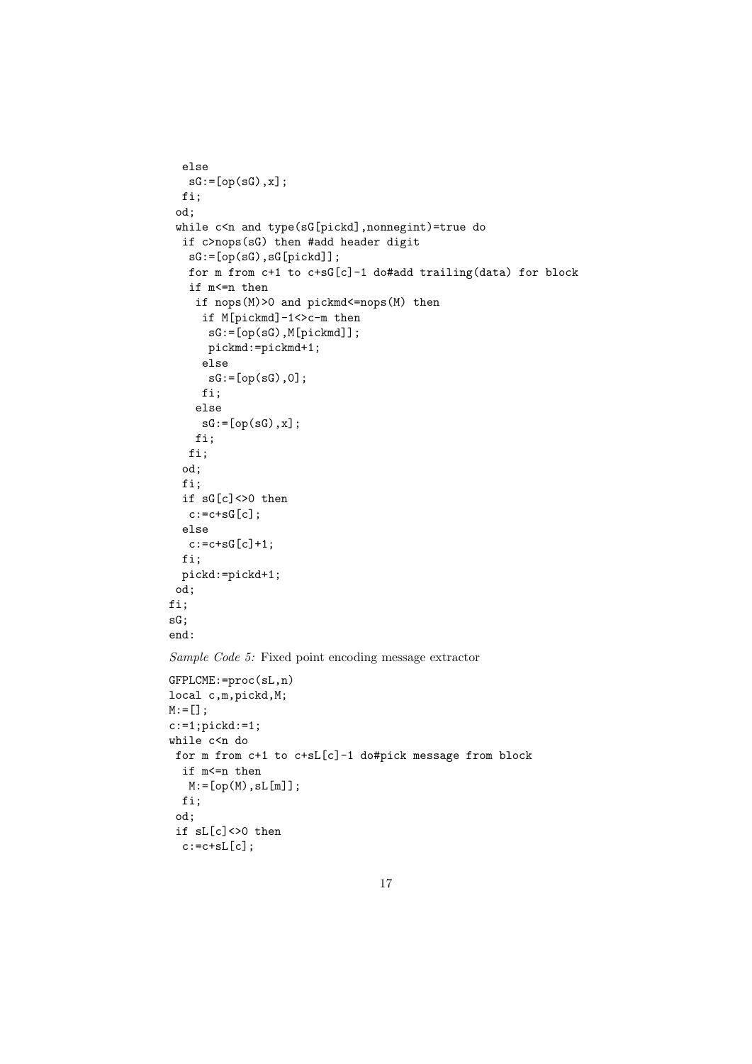```
  else
   sG:=[op(sG),x];
  fi;
 od;
 while c<n and type(sG[pickd],nonnegint)=true do
  if c>nops(sG) then #add header digit
   sG:=[op(sG),sG[pickd]];
   for m from c+1 to c+sG[c]-1 do#add trailing(data) for block
   if m<=n then
    if nops(M)>0 and pickmd<=nops(M) then
     if M[pickmd]-1<>c-m then
      sG:=[op(sG),M[pickmd]];
      pickmd:=pickmd+1;
     else
      sG:=[op(sG),0];
     fi;
    else
     sG:=[op(sG),x];
    fi;
   fi;
  od;
  fi;
  if sG[c]<>0 then
   c:=c+sG[c];
  else
   c:=c+sG[c]+1;
  fi;
  pickd:=pickd+1;
 od;
fi;
sG;
end:
```

*Sample Code 5:* Fixed point encoding message extractor

```
GFPLCME:=proc(sL,n)
local c,m,pickd,M;
M:=[];
c:=1;pickd:=1;
while c<n do
 for m from c+1 to c+sL[c]-1 do#pick message from block
  if m<=n then
   M:=[op(M),sL[m]];
  fi;
 od;
 if sL[c]<>0 then
  c:=c+sL[c];
```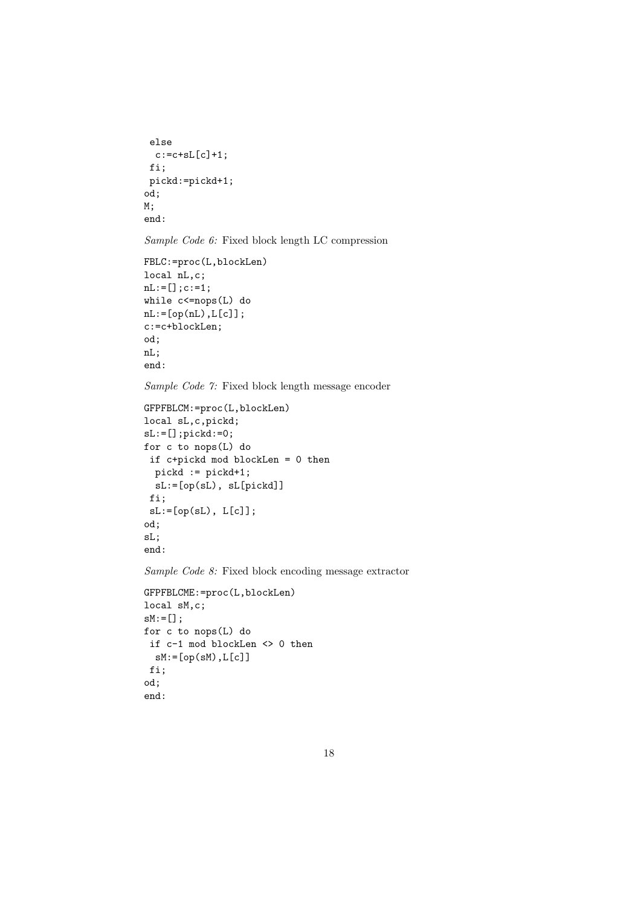```
 else
  c:=c+sL[c]+1;
 fi;
 pickd:=pickd+1;
od;
M;
end:
```

*Sample Code 6:* Fixed block length LC compression

```
FBLC:=proc(L,blockLen)
local nL,c;
nL:=[];c:=1;
while c<=nops(L) do
nL:=[op(nL),L[c]];
c:=c+blockLen;
od;
nL;
end:
```

*Sample Code 7:* Fixed block length message encoder

```
GFPFBLCM:=proc(L,blockLen)
local sL,c,pickd;
sL:=[];pickd:=0;
for c to nops(L) do
 if c+pickd mod blockLen = 0 then
  pickd := pickd+1;
  sL:=[op(sL), sL[pickd]]
 fi;
 sL:=[op(sL), L[c]];
od;
sL;
end:
```

*Sample Code 8:* Fixed block encoding message extractor

```
GFPFBLCME:=proc(L,blockLen)
local sM,c;
sM:=[];
for c to nops(L) do
 if c-1 mod blockLen <> 0 then
  sM:=[op(sM),L[c]]
 fi;
od;
end:
```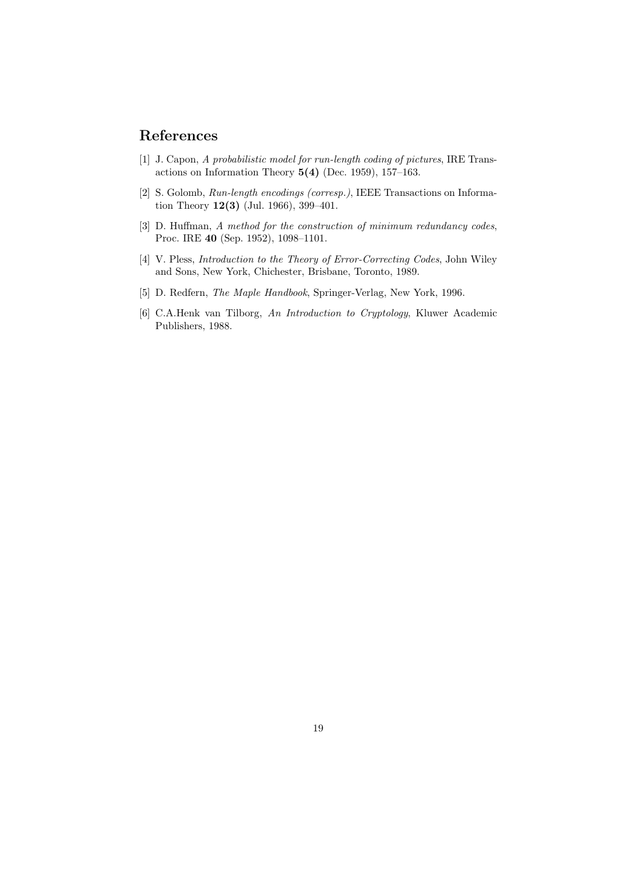## References

[1] J. Capon, *A probabilistic model for run-length coding of pictures*, IRE Transactions on Information Theory **5(4)** (Dec. 1959), 157–163.

[2] S. Golomb, *Run-length encodings (corresp.)*, IEEE Transactions on Information Theory **12(3)** (Jul. 1966), 399–401.

[3] D. Huffman, *A method for the construction of minimum redundancy codes*, Proc. IRE **40** (Sep. 1952), 1098–1101.

[4] V. Pless, *Introduction to the Theory of Error-Correcting Codes*, John Wiley and Sons, New York, Chichester, Brisbane, Toronto, 1989.

[5] D. Redfern, *The Maple Handbook*, Springer-Verlag, New York, 1996.

[6] C.A.Henk van Tilborg, *An Introduction to Cryptology*, Kluwer Academic Publishers, 1988.